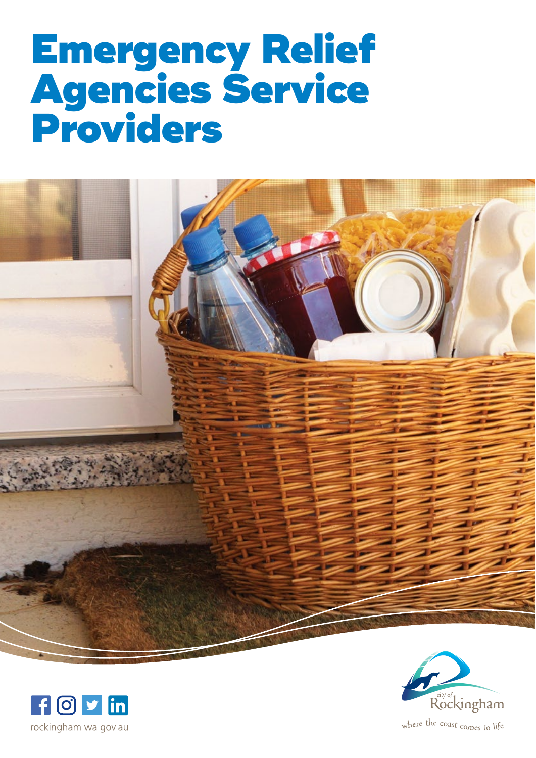# Emergency Relief Agencies Service Providers

rockingham.wa.gov.au

city of Rockingham

where the coast comes to life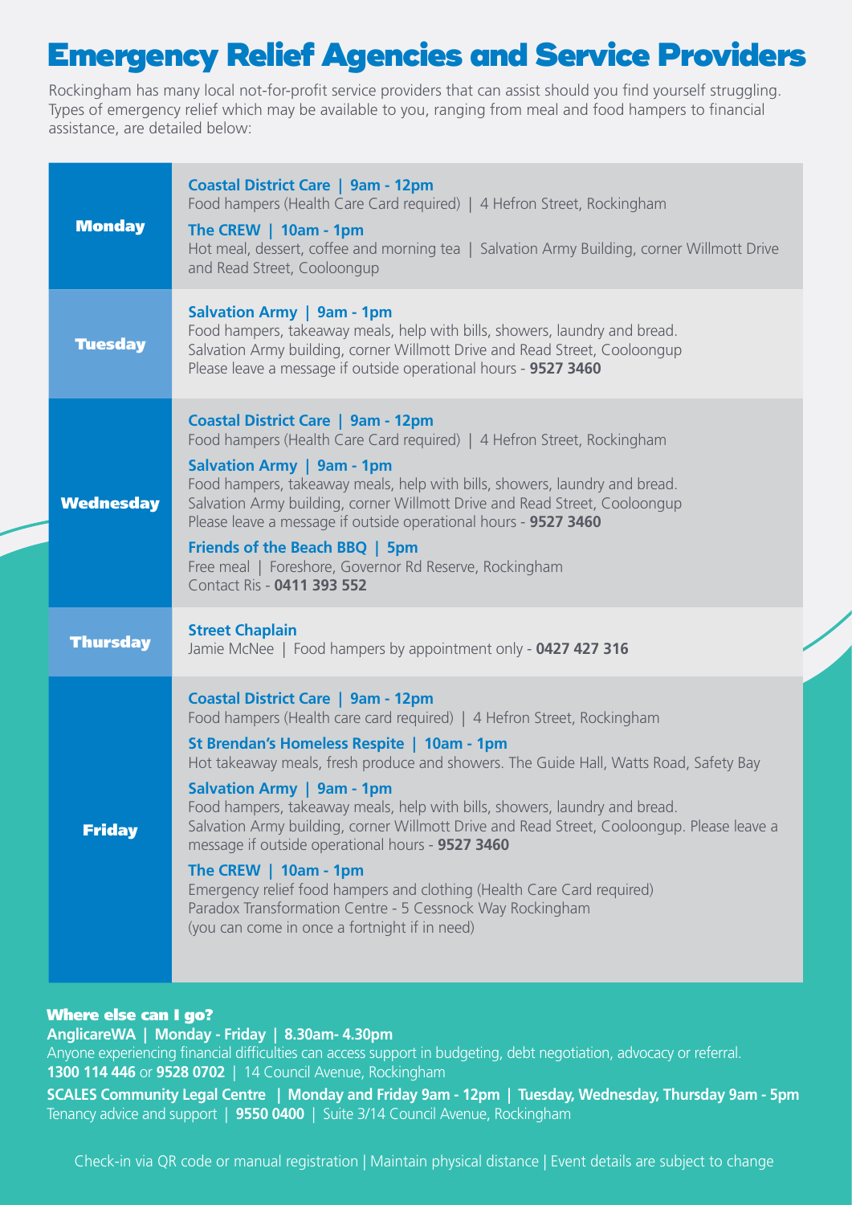# Emergency Relief Agencies and Service Providers

Rockingham has many local not-for-profit service providers that can assist should you find yourself struggling. Types of emergency relief which may be available to you, ranging from meal and food hampers to financial assistance, are detailed below:

| | |
|---|---|
| **Monday** | **Coastal District Care \| 9am - 12pm**<br>Food hampers (Health Care Card required) \| 4 Hefron Street, Rockingham<br>**The CREW \| 10am - 1pm**<br>Hot meal, dessert, coffee and morning tea \| Salvation Army Building, corner Willmott Drive and Read Street, Cooloongup |
| **Tuesday** | **Salvation Army \| 9am - 1pm**<br>Food hampers, takeaway meals, help with bills, showers, laundry and bread.<br>Salvation Army building, corner Willmott Drive and Read Street, Cooloongup<br>Please leave a message if outside operational hours - **9527 3460** |
| **Wednesday** | **Coastal District Care \| 9am - 12pm**<br>Food hampers (Health Care Card required) \| 4 Hefron Street, Rockingham<br>**Salvation Army \| 9am - 1pm**<br>Food hampers, takeaway meals, help with bills, showers, laundry and bread.<br>Salvation Army building, corner Willmott Drive and Read Street, Cooloongup<br>Please leave a message if outside operational hours - **9527 3460**<br>**Friends of the Beach BBQ \| 5pm**<br>Free meal \| Foreshore, Governor Rd Reserve, Rockingham<br>Contact Ris - **0411 393 552** |
| **Thursday** | **Street Chaplain**<br>Jamie McNee \| Food hampers by appointment only - **0427 427 316** |
| **Friday** | **Coastal District Care \| 9am - 12pm**<br>Food hampers (Health care card required) \| 4 Hefron Street, Rockingham<br>**St Brendan's Homeless Respite \| 10am - 1pm**<br>Hot takeaway meals, fresh produce and showers. The Guide Hall, Watts Road, Safety Bay<br>**Salvation Army \| 9am - 1pm**<br>Food hampers, takeaway meals, help with bills, showers, laundry and bread.<br>Salvation Army building, corner Willmott Drive and Read Street, Cooloongup. Please leave a message if outside operational hours - **9527 3460**<br>**The CREW \| 10am - 1pm**<br>Emergency relief food hampers and clothing (Health Care Card required)<br>Paradox Transformation Centre - 5 Cessnock Way Rockingham<br>(you can come in once a fortnight if in need) |

## Where else can I go?

**AnglicareWA | Monday - Friday | 8.30am- 4.30pm**
Anyone experiencing financial difficulties can access support in budgeting, debt negotiation, advocacy or referral.
**1300 114 446** or **9528 0702** | 14 Council Avenue, Rockingham

**SCALES Community Legal Centre | Monday and Friday 9am - 12pm | Tuesday, Wednesday, Thursday 9am - 5pm**
Tenancy advice and support | **9550 0400** | Suite 3/14 Council Avenue, Rockingham

Check-in via QR code or manual registration | Maintain physical distance | Event details are subject to change